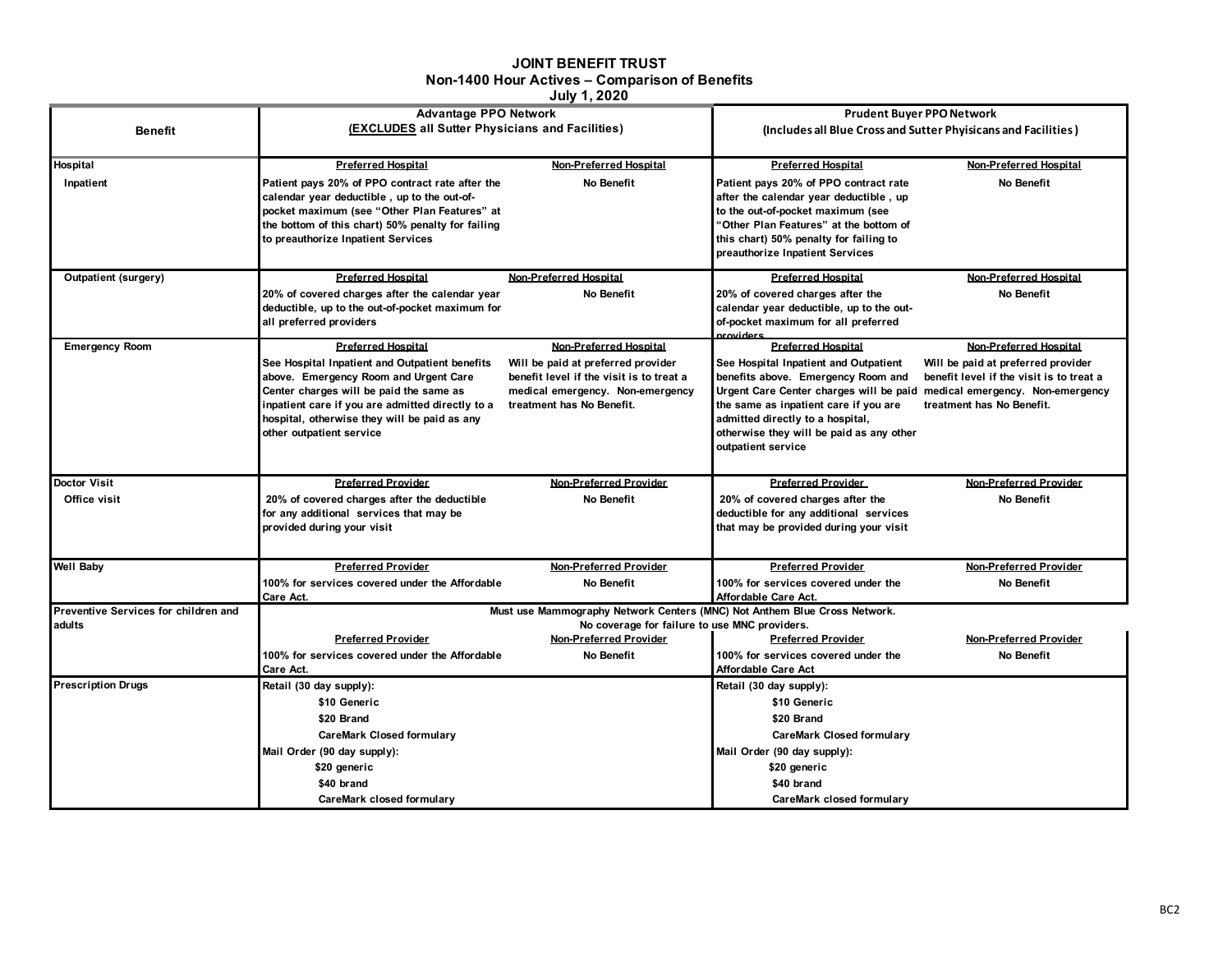# JOINT BENEFIT TRUST
## Non-1400 Hour Actives – Comparison of Benefits
### July 1, 2020

| Benefit | Advantage PPO Network (**EXCLUDES** all Sutter Physicians and Facilities) | | Prudent Buyer PPO Network (Includes all Blue Cross and Sutter Phyisicans and Facilities) | |
|---|---|---|---|---|
| **Hospital** | **Preferred Hospital** | **Non-Preferred Hospital** | **Preferred Hospital** | **Non-Preferred Hospital** |
| Inpatient | Patient pays 20% of PPO contract rate after the calendar year deductible , up to the out-of-pocket maximum (see "Other Plan Features" at the bottom of this chart) 50% penalty for failing to preauthorize Inpatient Services | No Benefit | Patient pays 20% of PPO contract rate after the calendar year deductible , up to the out-of-pocket maximum (see "Other Plan Features" at the bottom of this chart) 50% penalty for failing to preauthorize Inpatient Services | No Benefit |
| Outpatient (surgery) | **Preferred Hospital** | **Non-Preferred Hospital** | **Preferred Hospital** | **Non-Preferred Hospital** |
| | 20% of covered charges after the calendar year deductible, up to the out-of-pocket maximum for all preferred providers | No Benefit | 20% of covered charges after the calendar year deductible, up to the out-of-pocket maximum for all preferred providers | No Benefit |
| Emergency Room | **Preferred Hospital** | **Non-Preferred Hospital** | **Preferred Hospital** | **Non-Preferred Hospital** |
| | See Hospital Inpatient and Outpatient benefits above. Emergency Room and Urgent Care Center charges will be paid the same as inpatient care if you are admitted directly to a hospital, otherwise they will be paid as any other outpatient service | Will be paid at preferred provider benefit level if the visit is to treat a medical emergency. Non-emergency treatment has No Benefit. | See Hospital Inpatient and Outpatient benefits above. Emergency Room and Urgent Care Center charges will be paid the same as inpatient care if you are admitted directly to a hospital, otherwise they will be paid as any other outpatient service | Will be paid at preferred provider benefit level if the visit is to treat a medical emergency. Non-emergency treatment has No Benefit. |
| **Doctor Visit** | **Preferred Provider** | **Non-Preferred Provider** | **Preferred Provider** | **Non-Preferred Provider** |
| Office visit | 20% of covered charges after the deductible for any additional services that may be provided during your visit | No Benefit | 20% of covered charges after the deductible for any additional services that may be provided during your visit | No Benefit |
| **Well Baby** | **Preferred Provider** | **Non-Preferred Provider** | **Preferred Provider** | **Non-Preferred Provider** |
| | 100% for services covered under the Affordable Care Act. | No Benefit | 100% for services covered under the Affordable Care Act. | No Benefit |
| **Preventive Services for children and adults** | Must use Mammography Network Centers (MNC) Not Anthem Blue Cross Network. No coverage for failure to use MNC providers. | | | |
| | **Preferred Provider** | **Non-Preferred Provider** | **Preferred Provider** | **Non-Preferred Provider** |
| | 100% for services covered under the Affordable Care Act. | No Benefit | 100% for services covered under the Affordable Care Act | No Benefit |
| **Prescription Drugs** | Retail (30 day supply):<br>$10 Generic<br>$20 Brand<br>CareMark Closed formulary<br>Mail Order (90 day supply):<br>$20 generic<br>$40 brand<br>CareMark closed formulary | | Retail (30 day supply):<br>$10 Generic<br>$20 Brand<br>CareMark Closed formulary<br>Mail Order (90 day supply):<br>$20 generic<br>$40 brand<br>CareMark closed formulary | |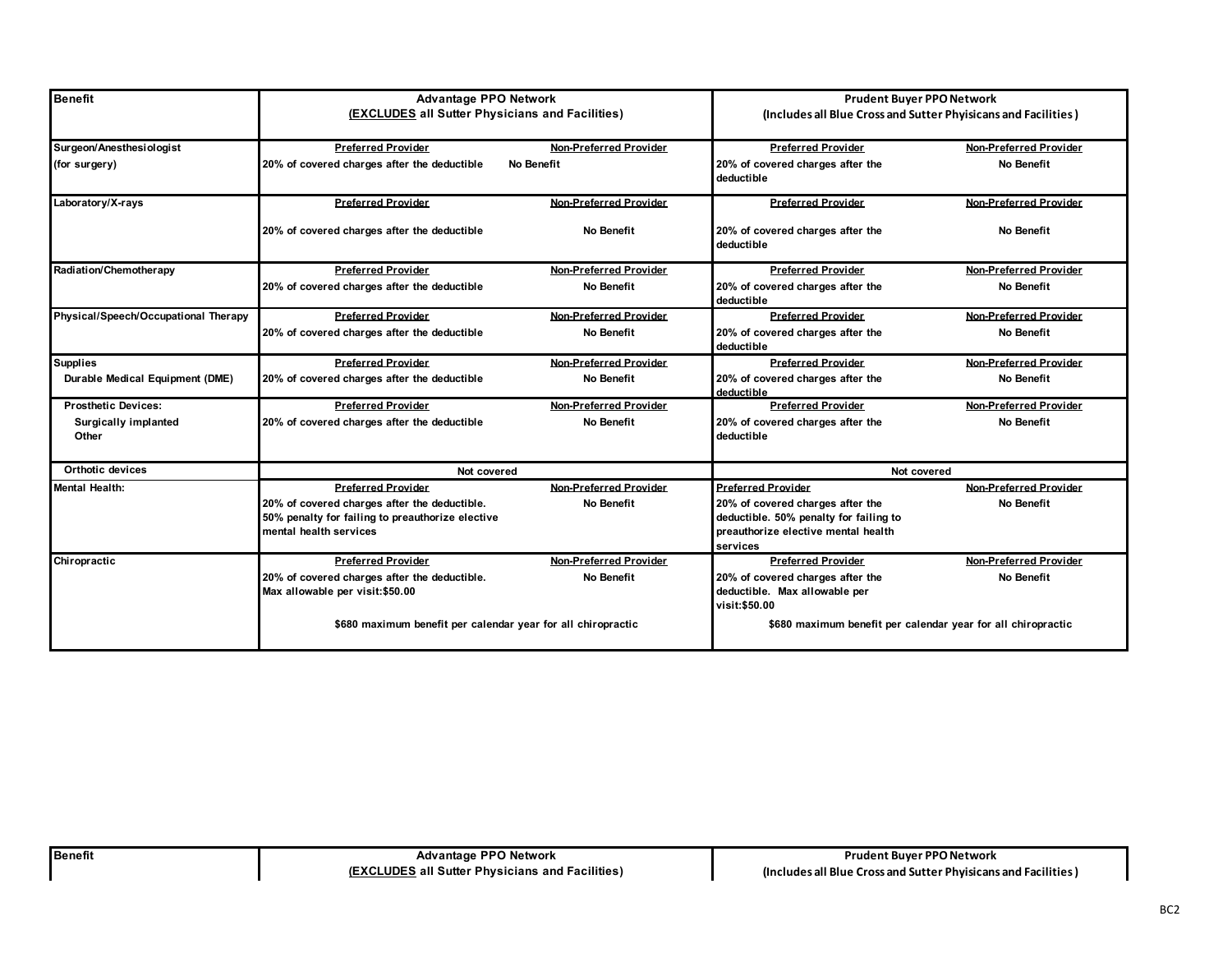| Benefit | Advantage PPO Network **(EXCLUDES all Sutter Physicians and Facilities)** | | Prudent Buyer PPO Network (Includes all Blue Cross and Sutter Phyisicans and Facilities) | |
|---|---|---|---|---|
| Surgeon/Anesthesiologist (for surgery) | Preferred Provider: 20% of covered charges after the deductible | Non-Preferred Provider: No Benefit | Preferred Provider: 20% of covered charges after the deductible | Non-Preferred Provider: No Benefit |
| Laboratory/X-rays | Preferred Provider: 20% of covered charges after the deductible | Non-Preferred Provider: No Benefit | Preferred Provider: 20% of covered charges after the deductible | Non-Preferred Provider: No Benefit |
| Radiation/Chemotherapy | Preferred Provider: 20% of covered charges after the deductible | Non-Preferred Provider: No Benefit | Preferred Provider: 20% of covered charges after the deductible | Non-Preferred Provider: No Benefit |
| Physical/Speech/Occupational Therapy | Preferred Provider: 20% of covered charges after the deductible | Non-Preferred Provider: No Benefit | Preferred Provider: 20% of covered charges after the deductible | Non-Preferred Provider: No Benefit |
| Supplies<br>Durable Medical Equipment (DME) | Preferred Provider: 20% of covered charges after the deductible | Non-Preferred Provider: No Benefit | Preferred Provider: 20% of covered charges after the deductible | Non-Preferred Provider: No Benefit |
| Prosthetic Devices:<br>Surgically implanted<br>Other | Preferred Provider: 20% of covered charges after the deductible | Non-Preferred Provider: No Benefit | Preferred Provider: 20% of covered charges after the deductible | Non-Preferred Provider: No Benefit |
| Orthotic devices | Not covered | | Not covered | |
| Mental Health: | Preferred Provider: 20% of covered charges after the deductible. 50% penalty for failing to preauthorize elective mental health services | Non-Preferred Provider: No Benefit | Preferred Provider: 20% of covered charges after the deductible. 50% penalty for failing to preauthorize elective mental health services | Non-Preferred Provider: No Benefit |
| Chiropractic | Preferred Provider: 20% of covered charges after the deductible. Max allowable per visit:$50.00 | Non-Preferred Provider: No Benefit | Preferred Provider: 20% of covered charges after the deductible. Max allowable per visit:$50.00 | Non-Preferred Provider: No Benefit |
| | $680 maximum benefit per calendar year for all chiropractic | | $680 maximum benefit per calendar year for all chiropractic | |

| Benefit | Advantage PPO Network **(EXCLUDES all Sutter Physicians and Facilities)** | Prudent Buyer PPO Network (Includes all Blue Cross and Sutter Phyisicans and Facilities) |
|---|---|---|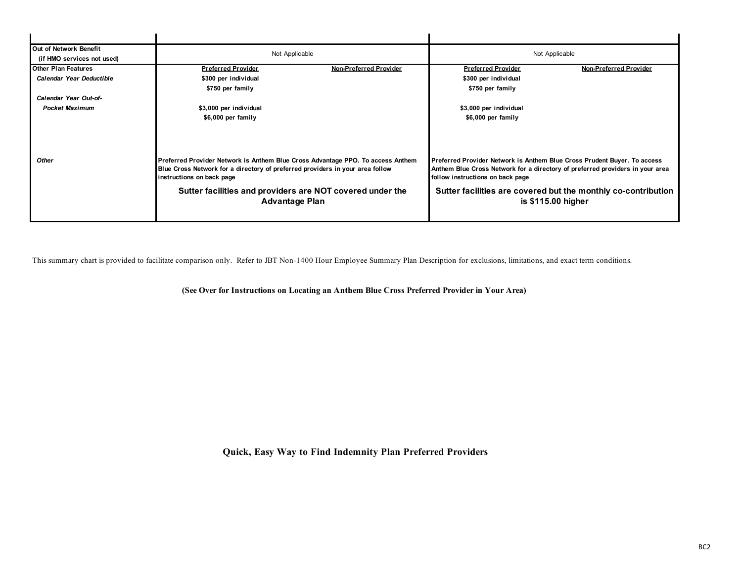| | | | | |
|---|---|---|---|---|
| **Out of Network Benefit (if HMO services not used)** | Not Applicable | | Not Applicable | |
| **Other Plan Features** | **Preferred Provider** | **Non-Preferred Provider** | **Preferred Provider** | **Non-Preferred Provider** |
| ***Calendar Year Deductible*** | **\$300 per individual** <br> **\$750 per family** | | **\$300 per individual** <br> **\$750 per family** | |
| ***Calendar Year Out-of-Pocket Maximum*** | **\$3,000 per individual** <br> **\$6,000 per family** | | **\$3,000 per individual** <br> **\$6,000 per family** | |
| ***Other*** | **Preferred Provider Network is Anthem Blue Cross Advantage PPO. To access Anthem Blue Cross Network for a directory of preferred providers in your area follow instructions on back page** <br> **Sutter facilities and providers are NOT covered under the Advantage Plan** | | **Preferred Provider Network is Anthem Blue Cross Prudent Buyer. To access Anthem Blue Cross Network for a directory of preferred providers in your area follow instructions on back page** <br> **Sutter facilities are covered but the monthly co-contribution is \$115.00 higher** | |

This summary chart is provided to facilitate comparison only. Refer to JBT Non-1400 Hour Employee Summary Plan Description for exclusions, limitations, and exact term conditions.

**(See Over for Instructions on Locating an Anthem Blue Cross Preferred Provider in Your Area)**

## Quick, Easy Way to Find Indemnity Plan Preferred Providers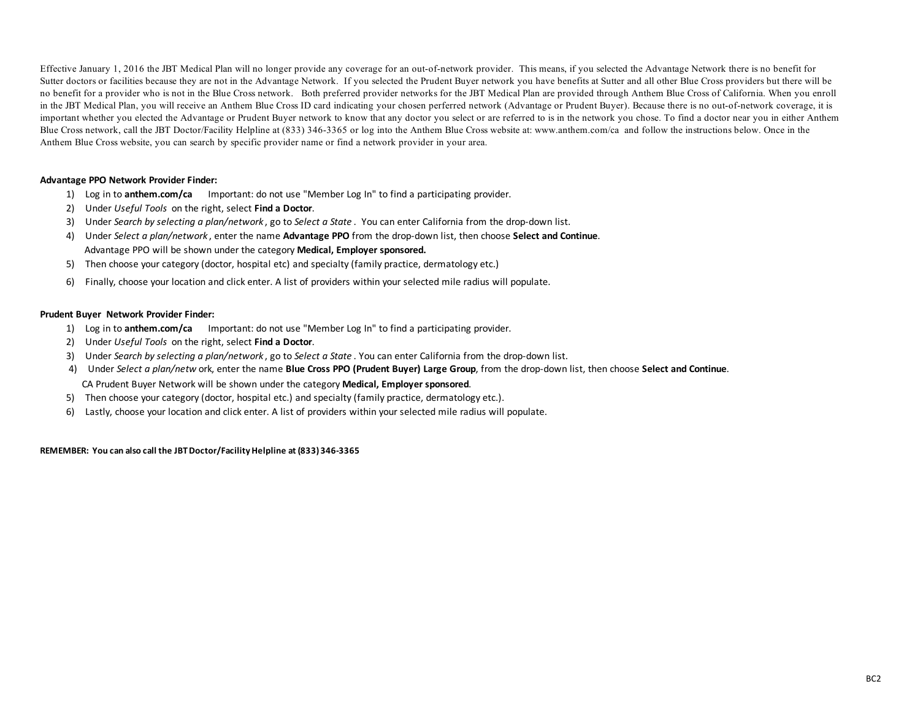Effective January 1, 2016 the JBT Medical Plan will no longer provide any coverage for an out-of-network provider. This means, if you selected the Advantage Network there is no benefit for Sutter doctors or facilities because they are not in the Advantage Network. If you selected the Prudent Buyer network you have benefits at Sutter and all other Blue Cross providers but there will be no benefit for a provider who is not in the Blue Cross network. Both preferred provider networks for the JBT Medical Plan are provided through Anthem Blue Cross of California. When you enroll in the JBT Medical Plan, you will receive an Anthem Blue Cross ID card indicating your chosen perferred network (Advantage or Prudent Buyer). Because there is no out-of-network coverage, it is important whether you elected the Advantage or Prudent Buyer network to know that any doctor you select or are referred to is in the network you chose. To find a doctor near you in either Anthem Blue Cross network, call the JBT Doctor/Facility Helpline at (833) 346-3365 or log into the Anthem Blue Cross website at: www.anthem.com/ca and follow the instructions below. Once in the Anthem Blue Cross website, you can search by specific provider name or find a network provider in your area.

**Advantage PPO Network Provider Finder:**

1) Log in to **anthem.com/ca** Important: do not use "Member Log In" to find a participating provider.
2) Under *Useful Tools* on the right, select **Find a Doctor**.
3) Under *Search by selecting a plan/network*, go to *Select a State*. You can enter California from the drop-down list.
4) Under *Select a plan/network*, enter the name **Advantage PPO** from the drop-down list, then choose **Select and Continue**.
   Advantage PPO will be shown under the category **Medical, Employer sponsored.**
5) Then choose your category (doctor, hospital etc) and specialty (family practice, dermatology etc.)
6) Finally, choose your location and click enter. A list of providers within your selected mile radius will populate.

**Prudent Buyer Network Provider Finder:**

1) Log in to **anthem.com/ca** Important: do not use "Member Log In" to find a participating provider.
2) Under *Useful Tools* on the right, select **Find a Doctor**.
3) Under *Search by selecting a plan/network*, go to *Select a State*. You can enter California from the drop-down list.
4) Under *Select a plan/netw* ork, enter the name **Blue Cross PPO (Prudent Buyer) Large Group**, from the drop-down list, then choose **Select and Continue**.
   CA Prudent Buyer Network will be shown under the category **Medical, Employer sponsored**.
5) Then choose your category (doctor, hospital etc.) and specialty (family practice, dermatology etc.).
6) Lastly, choose your location and click enter. A list of providers within your selected mile radius will populate.

**REMEMBER: You can also call the JBT Doctor/Facility Helpline at (833) 346-3365**